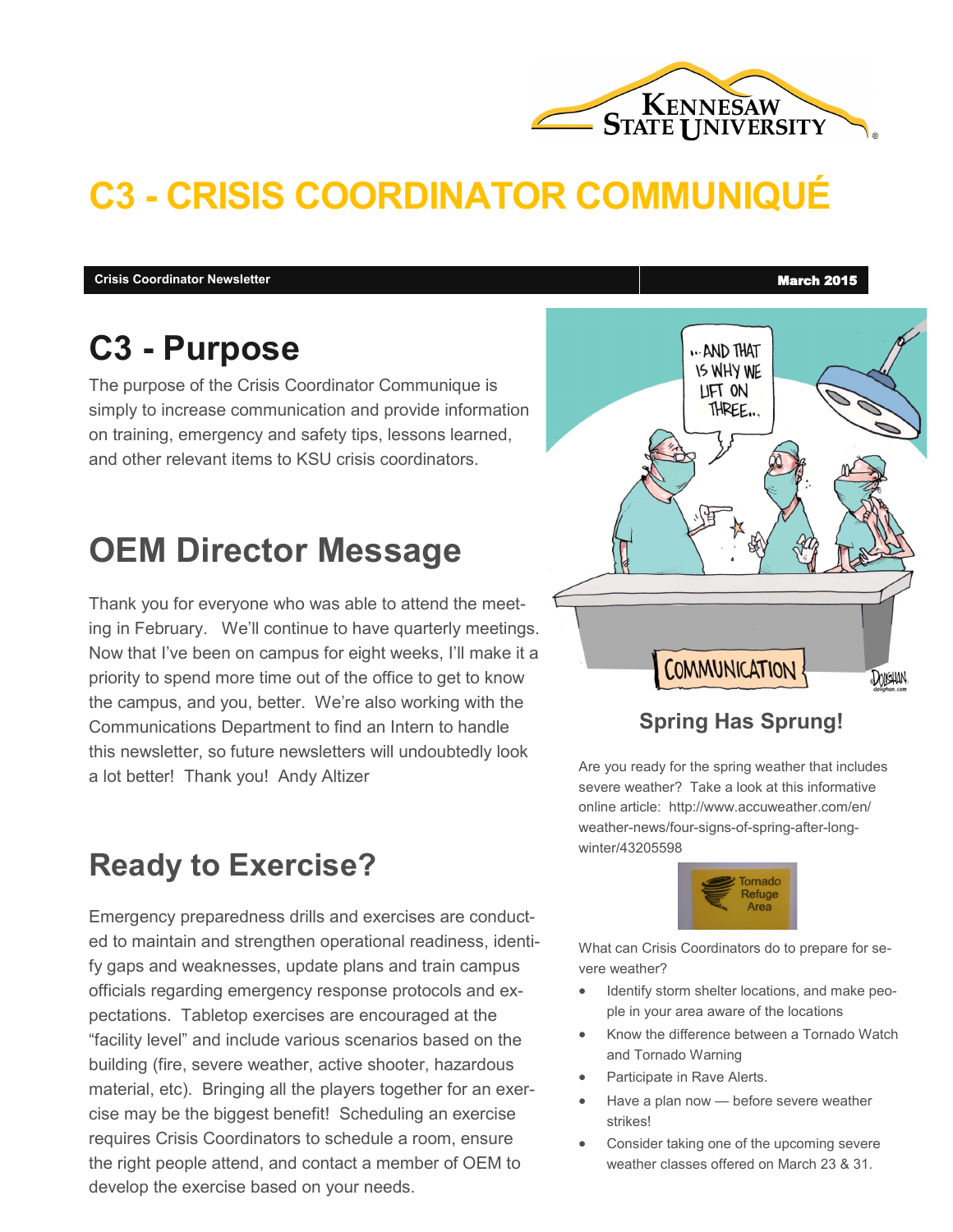# C3 - CRISIS COORDINATOR COMMUNIQUÉ

**Crisis Coordinator Newsletter** | **March 2015**

## C3 - Purpose

The purpose of the Crisis Coordinator Communique is simply to increase communication and provide information on training, emergency and safety tips, lessons learned, and other relevant items to KSU crisis coordinators.

## OEM Director Message

Thank you for everyone who was able to attend the meeting in February. We'll continue to have quarterly meetings. Now that I've been on campus for eight weeks, I'll make it a priority to spend more time out of the office to get to know the campus, and you, better. We're also working with the Communications Department to find an Intern to handle this newsletter, so future newsletters will undoubtedly look a lot better! Thank you! Andy Altizer

## Ready to Exercise?

Emergency preparedness drills and exercises are conducted to maintain and strengthen operational readiness, identify gaps and weaknesses, update plans and train campus officials regarding emergency response protocols and expectations. Tabletop exercises are encouraged at the "facility level" and include various scenarios based on the building (fire, severe weather, active shooter, hazardous material, etc). Bringing all the players together for an exercise may be the biggest benefit! Scheduling an exercise requires Crisis Coordinators to schedule a room, ensure the right people attend, and contact a member of OEM to develop the exercise based on your needs.

### Spring Has Sprung!

Are you ready for the spring weather that includes severe weather? Take a look at this informative online article: http://www.accuweather.com/en/weather-news/four-signs-of-spring-after-long-winter/43205598

What can Crisis Coordinators do to prepare for severe weather?

- Identify storm shelter locations, and make people in your area aware of the locations
- Know the difference between a Tornado Watch and Tornado Warning
- Participate in Rave Alerts.
- Have a plan now — before severe weather strikes!
- Consider taking one of the upcoming severe weather classes offered on March 23 & 31.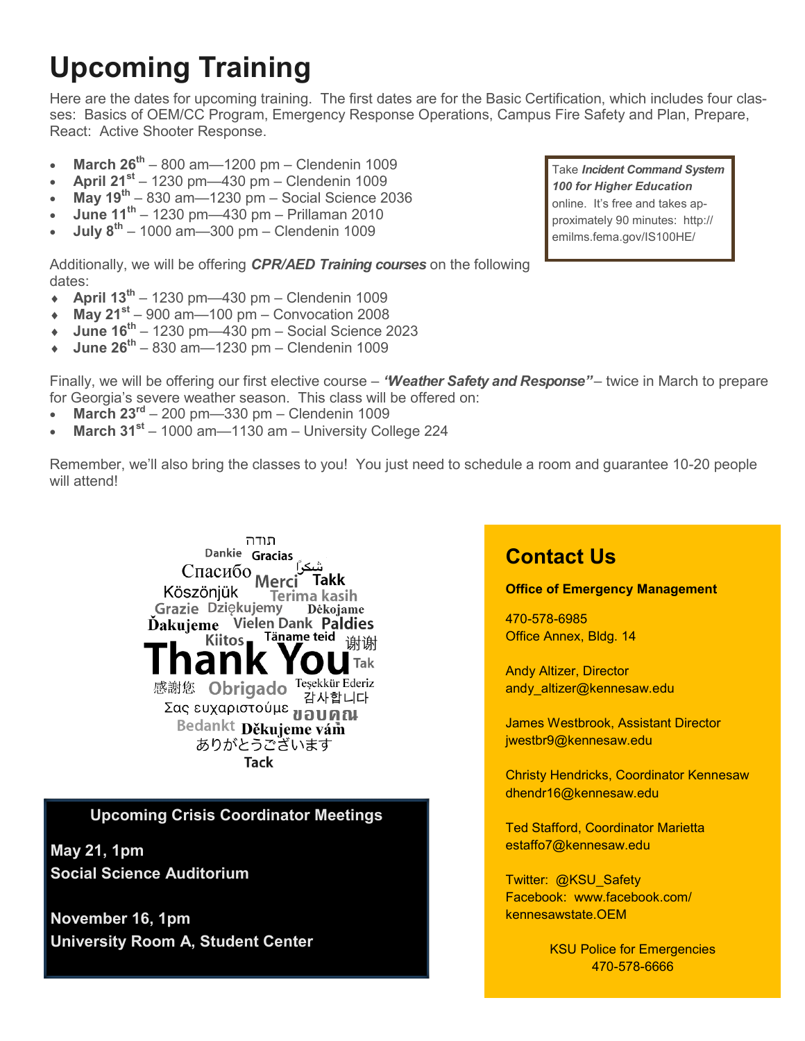# Upcoming Training

Here are the dates for upcoming training. The first dates are for the Basic Certification, which includes four classes: Basics of OEM/CC Program, Emergency Response Operations, Campus Fire Safety and Plan, Prepare, React: Active Shooter Response.

- **March 26th** – 800 am—1200 pm – Clendenin 1009
- **April 21st** – 1230 pm—430 pm – Clendenin 1009
- **May 19th** – 830 am—1230 pm – Social Science 2036
- **June 11th** – 1230 pm—430 pm – Prillaman 2010
- **July 8th** – 1000 am—300 pm – Clendenin 1009

Take ***Incident Command System 100 for Higher Education*** online. It's free and takes approximately 90 minutes: http://emilms.fema.gov/IS100HE/

Additionally, we will be offering ***CPR/AED Training courses*** on the following dates:

- **April 13th** – 1230 pm—430 pm – Clendenin 1009
- **May 21st** – 900 am—100 pm – Convocation 2008
- **June 16th** – 1230 pm—430 pm – Social Science 2023
- **June 26th** – 830 am—1230 pm – Clendenin 1009

Finally, we will be offering our first elective course – ***'Weather Safety and Response"*** – twice in March to prepare for Georgia's severe weather season. This class will be offered on:

- **March 23rd** – 200 pm—330 pm – Clendenin 1009
- **March 31st** – 1000 am—1130 am – University College 224

Remember, we'll also bring the classes to you! You just need to schedule a room and guarantee 10-20 people will attend!

תודה
Dankie Gracias
شكراً
Спасибо Merci Takk
Köszönjük Terima kasih
Grazie Dziękujemy Dėkojame
Ďakujeme Vielen Dank Paldies
Kiitos Täname teid 谢谢
Thank You Tak
感謝您 Obrigado Teşekkür Ederiz
감사합니다
Σας ευχαριστούμε ขอบคุณ
Bedankt Děkujeme vám
ありがとうございます
Tack

## Upcoming Crisis Coordinator Meetings

**May 21, 1pm**
**Social Science Auditorium**

**November 16, 1pm**
**University Room A, Student Center**

## Contact Us

**Office of Emergency Management**

470-578-6985
Office Annex, Bldg. 14

Andy Altizer, Director
andy_altizer@kennesaw.edu

James Westbrook, Assistant Director
jwestbr9@kennesaw.edu

Christy Hendricks, Coordinator Kennesaw
dhendr16@kennesaw.edu

Ted Stafford, Coordinator Marietta
estaffo7@kennesaw.edu

Twitter: @KSU_Safety
Facebook: www.facebook.com/kennesawstate.OEM

KSU Police for Emergencies
470-578-6666